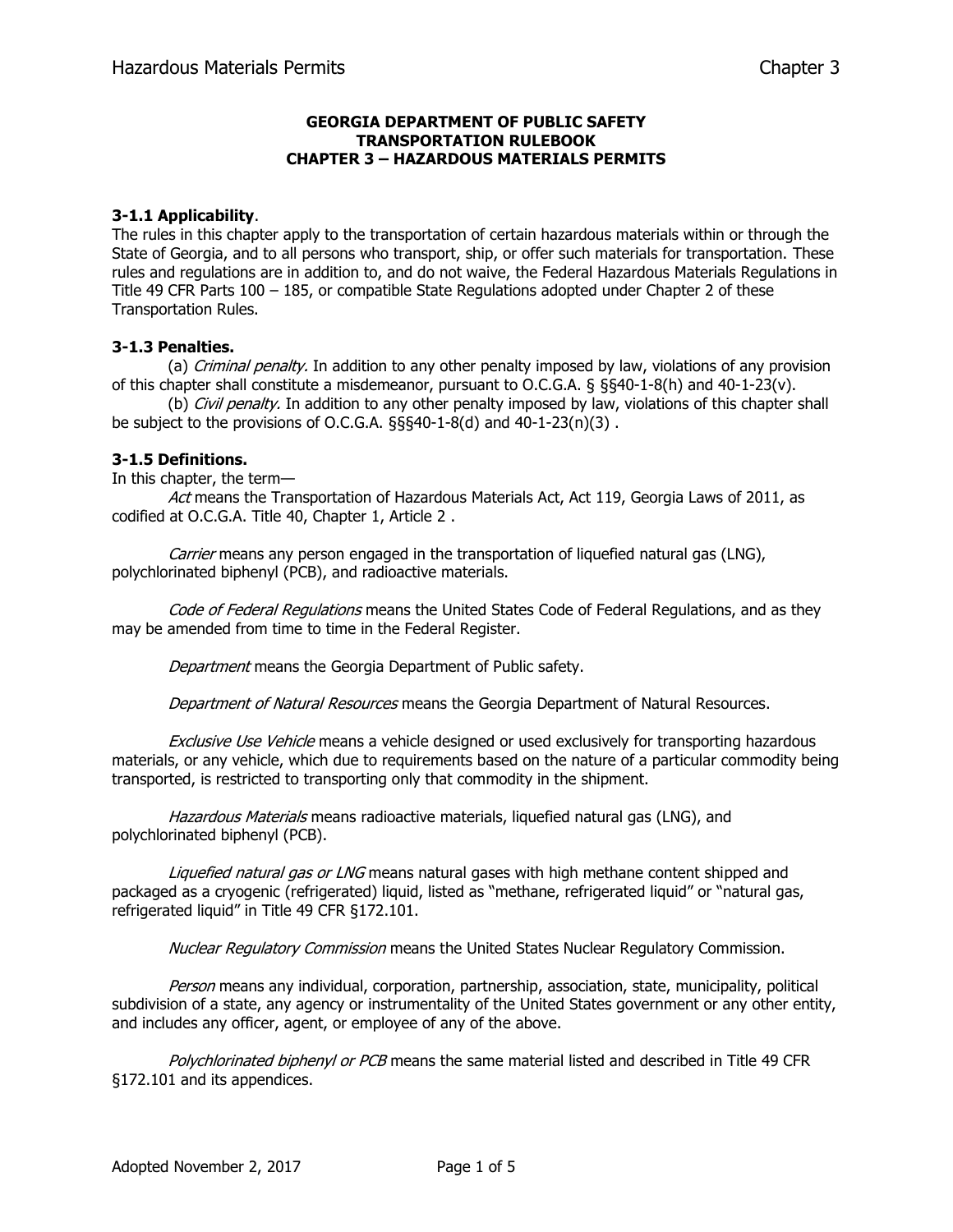**GEORGIA DEPARTMENT OF PUBLIC SAFETY**
**TRANSPORTATION RULEBOOK**
**CHAPTER 3 – HAZARDOUS MATERIALS PERMITS**

### 3-1.1 Applicability.

The rules in this chapter apply to the transportation of certain hazardous materials within or through the State of Georgia, and to all persons who transport, ship, or offer such materials for transportation. These rules and regulations are in addition to, and do not waive, the Federal Hazardous Materials Regulations in Title 49 CFR Parts 100 – 185, or compatible State Regulations adopted under Chapter 2 of these Transportation Rules.

### 3-1.3 Penalties.

(a) *Criminal penalty.* In addition to any other penalty imposed by law, violations of any provision of this chapter shall constitute a misdemeanor, pursuant to O.C.G.A. § §§40-1-8(h) and 40-1-23(v).

(b) *Civil penalty.* In addition to any other penalty imposed by law, violations of this chapter shall be subject to the provisions of O.C.G.A. §§§40-1-8(d) and 40-1-23(n)(3) .

### 3-1.5 Definitions.

In this chapter, the term—

*Act* means the Transportation of Hazardous Materials Act, Act 119, Georgia Laws of 2011, as codified at O.C.G.A. Title 40, Chapter 1, Article 2 .

*Carrier* means any person engaged in the transportation of liquefied natural gas (LNG), polychlorinated biphenyl (PCB), and radioactive materials.

*Code of Federal Regulations* means the United States Code of Federal Regulations, and as they may be amended from time to time in the Federal Register.

*Department* means the Georgia Department of Public safety.

*Department of Natural Resources* means the Georgia Department of Natural Resources.

*Exclusive Use Vehicle* means a vehicle designed or used exclusively for transporting hazardous materials, or any vehicle, which due to requirements based on the nature of a particular commodity being transported, is restricted to transporting only that commodity in the shipment.

*Hazardous Materials* means radioactive materials, liquefied natural gas (LNG), and polychlorinated biphenyl (PCB).

*Liquefied natural gas or LNG* means natural gases with high methane content shipped and packaged as a cryogenic (refrigerated) liquid, listed as "methane, refrigerated liquid" or "natural gas, refrigerated liquid" in Title 49 CFR §172.101.

*Nuclear Regulatory Commission* means the United States Nuclear Regulatory Commission.

*Person* means any individual, corporation, partnership, association, state, municipality, political subdivision of a state, any agency or instrumentality of the United States government or any other entity, and includes any officer, agent, or employee of any of the above.

*Polychlorinated biphenyl or PCB* means the same material listed and described in Title 49 CFR §172.101 and its appendices.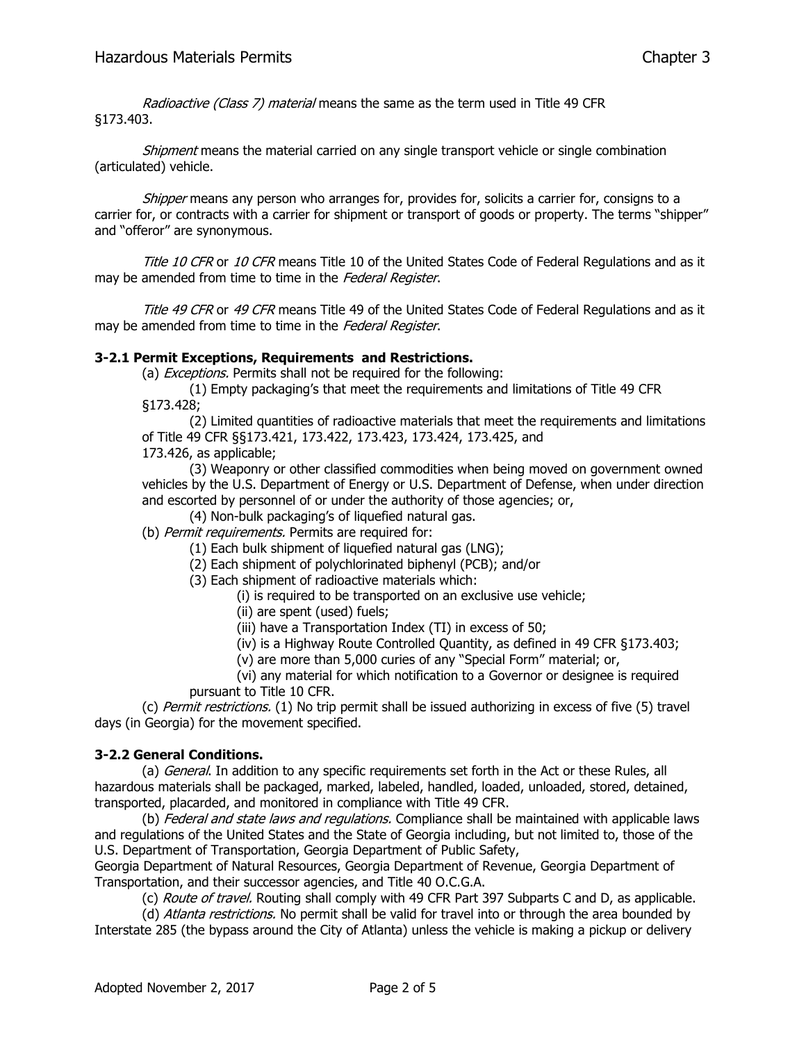*Radioactive (Class 7) material* means the same as the term used in Title 49 CFR §173.403.

*Shipment* means the material carried on any single transport vehicle or single combination (articulated) vehicle.

*Shipper* means any person who arranges for, provides for, solicits a carrier for, consigns to a carrier for, or contracts with a carrier for shipment or transport of goods or property. The terms "shipper" and "offeror" are synonymous.

*Title 10 CFR* or *10 CFR* means Title 10 of the United States Code of Federal Regulations and as it may be amended from time to time in the *Federal Register*.

*Title 49 CFR* or *49 CFR* means Title 49 of the United States Code of Federal Regulations and as it may be amended from time to time in the *Federal Register*.

### 3-2.1 Permit Exceptions, Requirements and Restrictions.

(a) *Exceptions.* Permits shall not be required for the following:

(1) Empty packaging's that meet the requirements and limitations of Title 49 CFR §173.428;

(2) Limited quantities of radioactive materials that meet the requirements and limitations of Title 49 CFR §§173.421, 173.422, 173.423, 173.424, 173.425, and 173.426, as applicable;

(3) Weaponry or other classified commodities when being moved on government owned vehicles by the U.S. Department of Energy or U.S. Department of Defense, when under direction and escorted by personnel of or under the authority of those agencies; or,

(4) Non-bulk packaging's of liquefied natural gas.

(b) *Permit requirements.* Permits are required for:

(1) Each bulk shipment of liquefied natural gas (LNG);

(2) Each shipment of polychlorinated biphenyl (PCB); and/or

(3) Each shipment of radioactive materials which:

(i) is required to be transported on an exclusive use vehicle;

(ii) are spent (used) fuels;

(iii) have a Transportation Index (TI) in excess of 50;

(iv) is a Highway Route Controlled Quantity, as defined in 49 CFR §173.403;

(v) are more than 5,000 curies of any "Special Form" material; or,

(vi) any material for which notification to a Governor or designee is required pursuant to Title 10 CFR.

(c) *Permit restrictions.* (1) No trip permit shall be issued authorizing in excess of five (5) travel days (in Georgia) for the movement specified.

### 3-2.2 General Conditions.

(a) *General*. In addition to any specific requirements set forth in the Act or these Rules, all hazardous materials shall be packaged, marked, labeled, handled, loaded, unloaded, stored, detained, transported, placarded, and monitored in compliance with Title 49 CFR.

(b) *Federal and state laws and regulations.* Compliance shall be maintained with applicable laws and regulations of the United States and the State of Georgia including, but not limited to, those of the U.S. Department of Transportation, Georgia Department of Public Safety, Georgia Department of Natural Resources, Georgia Department of Revenue, Georgia Department of Transportation, and their successor agencies, and Title 40 O.C.G.A.

(c) *Route of travel.* Routing shall comply with 49 CFR Part 397 Subparts C and D, as applicable.

(d) *Atlanta restrictions.* No permit shall be valid for travel into or through the area bounded by Interstate 285 (the bypass around the City of Atlanta) unless the vehicle is making a pickup or delivery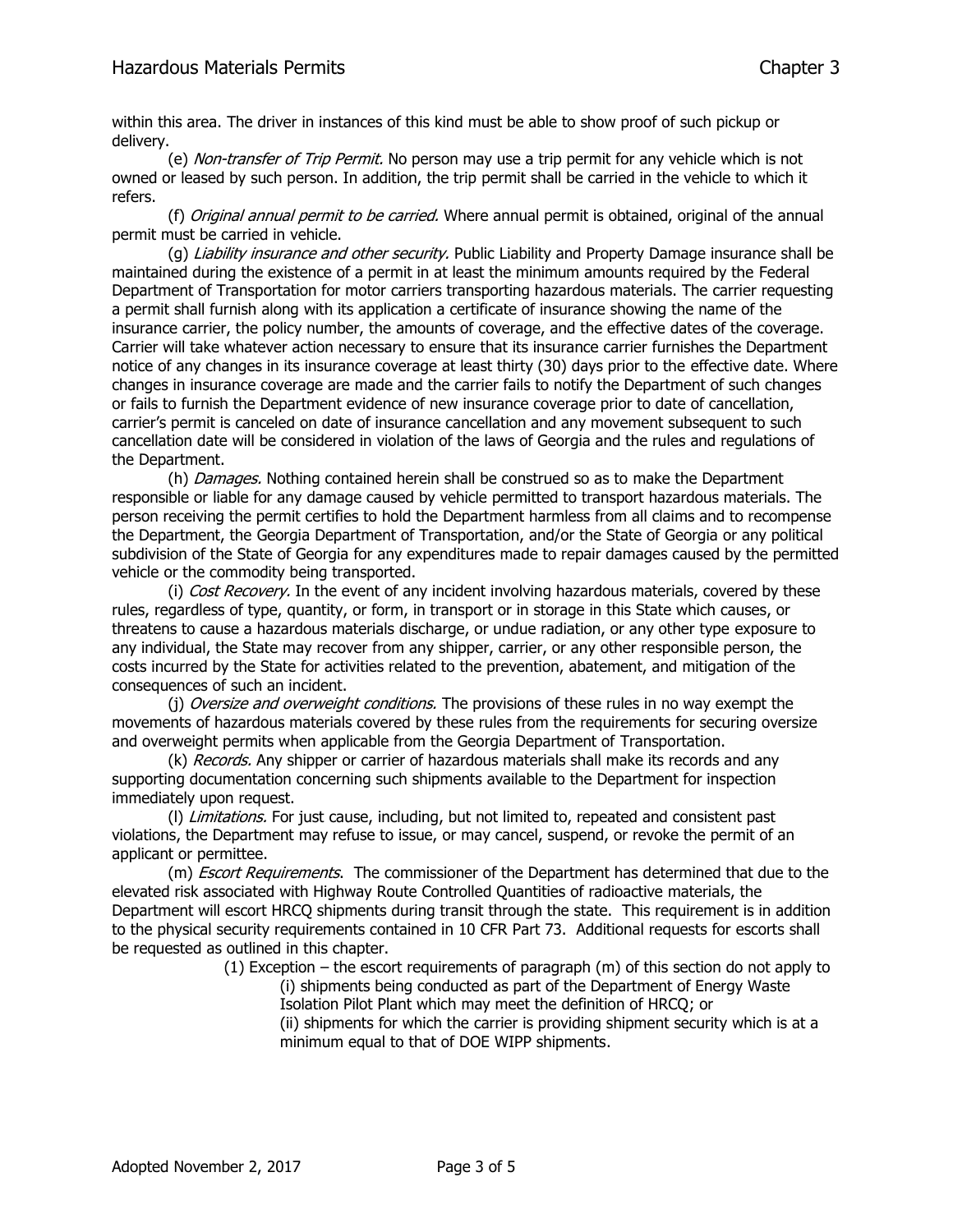within this area. The driver in instances of this kind must be able to show proof of such pickup or delivery.

(e) *Non-transfer of Trip Permit.* No person may use a trip permit for any vehicle which is not owned or leased by such person. In addition, the trip permit shall be carried in the vehicle to which it refers.

(f) *Original annual permit to be carried.* Where annual permit is obtained, original of the annual permit must be carried in vehicle.

(g) *Liability insurance and other security.* Public Liability and Property Damage insurance shall be maintained during the existence of a permit in at least the minimum amounts required by the Federal Department of Transportation for motor carriers transporting hazardous materials. The carrier requesting a permit shall furnish along with its application a certificate of insurance showing the name of the insurance carrier, the policy number, the amounts of coverage, and the effective dates of the coverage. Carrier will take whatever action necessary to ensure that its insurance carrier furnishes the Department notice of any changes in its insurance coverage at least thirty (30) days prior to the effective date. Where changes in insurance coverage are made and the carrier fails to notify the Department of such changes or fails to furnish the Department evidence of new insurance coverage prior to date of cancellation, carrier's permit is canceled on date of insurance cancellation and any movement subsequent to such cancellation date will be considered in violation of the laws of Georgia and the rules and regulations of the Department.

(h) *Damages.* Nothing contained herein shall be construed so as to make the Department responsible or liable for any damage caused by vehicle permitted to transport hazardous materials. The person receiving the permit certifies to hold the Department harmless from all claims and to recompense the Department, the Georgia Department of Transportation, and/or the State of Georgia or any political subdivision of the State of Georgia for any expenditures made to repair damages caused by the permitted vehicle or the commodity being transported.

(i) *Cost Recovery.* In the event of any incident involving hazardous materials, covered by these rules, regardless of type, quantity, or form, in transport or in storage in this State which causes, or threatens to cause a hazardous materials discharge, or undue radiation, or any other type exposure to any individual, the State may recover from any shipper, carrier, or any other responsible person, the costs incurred by the State for activities related to the prevention, abatement, and mitigation of the consequences of such an incident.

(j) *Oversize and overweight conditions.* The provisions of these rules in no way exempt the movements of hazardous materials covered by these rules from the requirements for securing oversize and overweight permits when applicable from the Georgia Department of Transportation.

(k) *Records.* Any shipper or carrier of hazardous materials shall make its records and any supporting documentation concerning such shipments available to the Department for inspection immediately upon request.

(l) *Limitations.* For just cause, including, but not limited to, repeated and consistent past violations, the Department may refuse to issue, or may cancel, suspend, or revoke the permit of an applicant or permittee.

(m) *Escort Requirements*. The commissioner of the Department has determined that due to the elevated risk associated with Highway Route Controlled Quantities of radioactive materials, the Department will escort HRCQ shipments during transit through the state. This requirement is in addition to the physical security requirements contained in 10 CFR Part 73. Additional requests for escorts shall be requested as outlined in this chapter.

(1) Exception – the escort requirements of paragraph (m) of this section do not apply to

(i) shipments being conducted as part of the Department of Energy Waste Isolation Pilot Plant which may meet the definition of HRCQ; or

(ii) shipments for which the carrier is providing shipment security which is at a minimum equal to that of DOE WIPP shipments.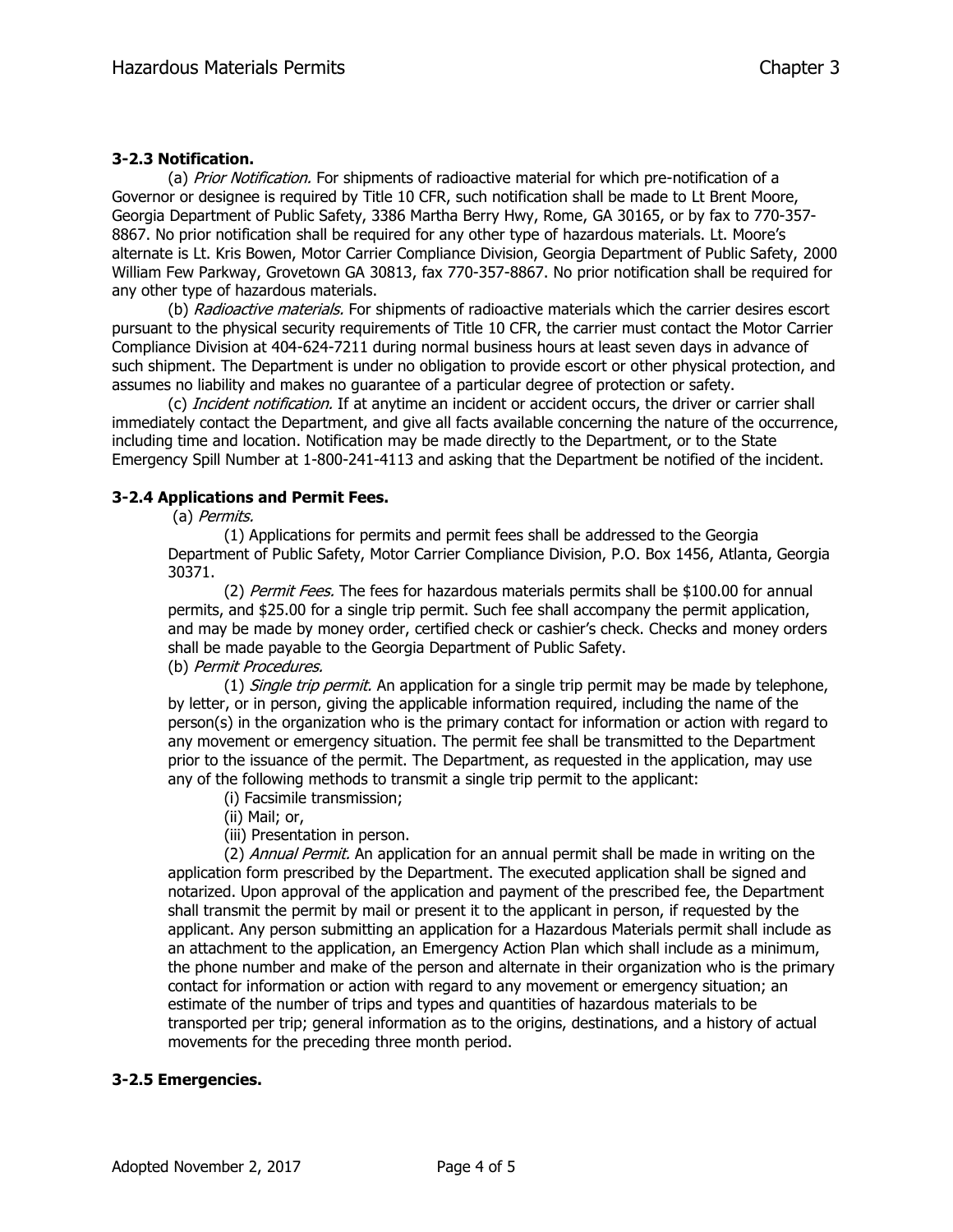### 3-2.3 Notification.

(a) *Prior Notification.* For shipments of radioactive material for which pre-notification of a Governor or designee is required by Title 10 CFR, such notification shall be made to Lt Brent Moore, Georgia Department of Public Safety, 3386 Martha Berry Hwy, Rome, GA 30165, or by fax to 770-357-8867. No prior notification shall be required for any other type of hazardous materials. Lt. Moore's alternate is Lt. Kris Bowen, Motor Carrier Compliance Division, Georgia Department of Public Safety, 2000 William Few Parkway, Grovetown GA 30813, fax 770-357-8867. No prior notification shall be required for any other type of hazardous materials.

(b) *Radioactive materials.* For shipments of radioactive materials which the carrier desires escort pursuant to the physical security requirements of Title 10 CFR, the carrier must contact the Motor Carrier Compliance Division at 404-624-7211 during normal business hours at least seven days in advance of such shipment. The Department is under no obligation to provide escort or other physical protection, and assumes no liability and makes no guarantee of a particular degree of protection or safety.

(c) *Incident notification.* If at anytime an incident or accident occurs, the driver or carrier shall immediately contact the Department, and give all facts available concerning the nature of the occurrence, including time and location. Notification may be made directly to the Department, or to the State Emergency Spill Number at 1-800-241-4113 and asking that the Department be notified of the incident.

### 3-2.4 Applications and Permit Fees.

(a) *Permits.*

(1) Applications for permits and permit fees shall be addressed to the Georgia Department of Public Safety, Motor Carrier Compliance Division, P.O. Box 1456, Atlanta, Georgia 30371.

(2) *Permit Fees.* The fees for hazardous materials permits shall be $100.00 for annual permits, and $25.00 for a single trip permit. Such fee shall accompany the permit application, and may be made by money order, certified check or cashier's check. Checks and money orders shall be made payable to the Georgia Department of Public Safety.

(b) *Permit Procedures.*

(1) *Single trip permit.* An application for a single trip permit may be made by telephone, by letter, or in person, giving the applicable information required, including the name of the person(s) in the organization who is the primary contact for information or action with regard to any movement or emergency situation. The permit fee shall be transmitted to the Department prior to the issuance of the permit. The Department, as requested in the application, may use any of the following methods to transmit a single trip permit to the applicant:

(i) Facsimile transmission;

(ii) Mail; or,

(iii) Presentation in person.

(2) *Annual Permit.* An application for an annual permit shall be made in writing on the application form prescribed by the Department. The executed application shall be signed and notarized. Upon approval of the application and payment of the prescribed fee, the Department shall transmit the permit by mail or present it to the applicant in person, if requested by the applicant. Any person submitting an application for a Hazardous Materials permit shall include as an attachment to the application, an Emergency Action Plan which shall include as a minimum, the phone number and make of the person and alternate in their organization who is the primary contact for information or action with regard to any movement or emergency situation; an estimate of the number of trips and types and quantities of hazardous materials to be transported per trip; general information as to the origins, destinations, and a history of actual movements for the preceding three month period.

### 3-2.5 Emergencies.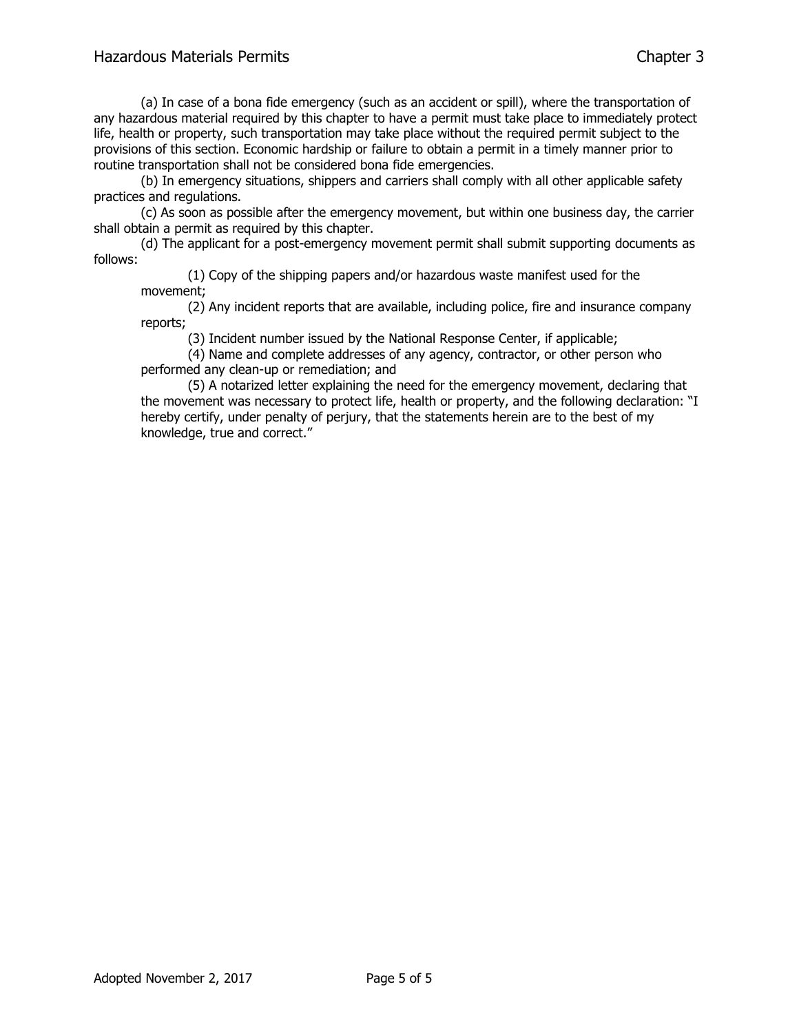(a) In case of a bona fide emergency (such as an accident or spill), where the transportation of any hazardous material required by this chapter to have a permit must take place to immediately protect life, health or property, such transportation may take place without the required permit subject to the provisions of this section. Economic hardship or failure to obtain a permit in a timely manner prior to routine transportation shall not be considered bona fide emergencies.

(b) In emergency situations, shippers and carriers shall comply with all other applicable safety practices and regulations.

(c) As soon as possible after the emergency movement, but within one business day, the carrier shall obtain a permit as required by this chapter.

(d) The applicant for a post-emergency movement permit shall submit supporting documents as follows:

(1) Copy of the shipping papers and/or hazardous waste manifest used for the movement;

(2) Any incident reports that are available, including police, fire and insurance company reports;

(3) Incident number issued by the National Response Center, if applicable;

(4) Name and complete addresses of any agency, contractor, or other person who performed any clean-up or remediation; and

(5) A notarized letter explaining the need for the emergency movement, declaring that the movement was necessary to protect life, health or property, and the following declaration: "I hereby certify, under penalty of perjury, that the statements herein are to the best of my knowledge, true and correct."